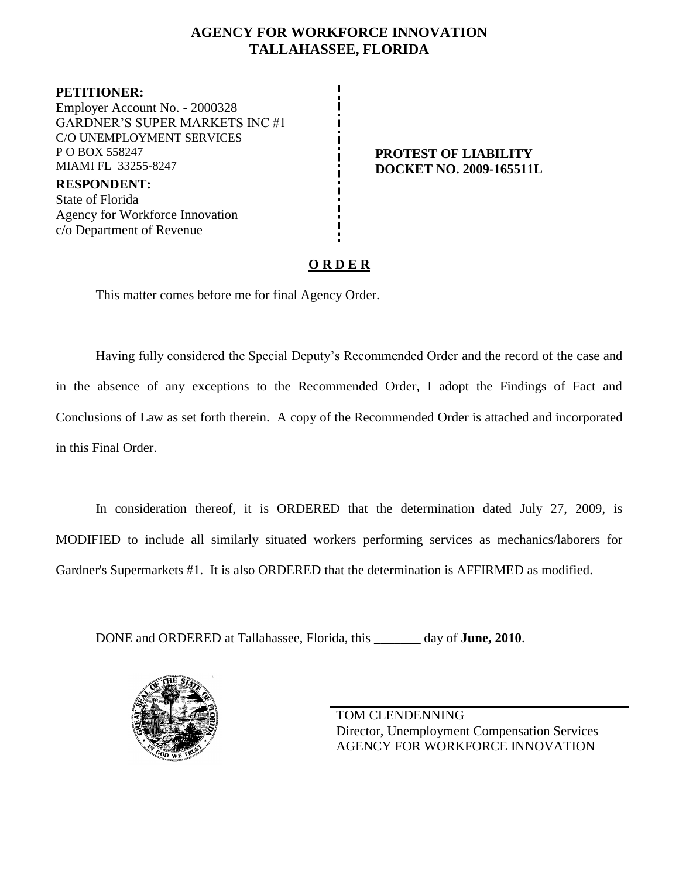# AGENCY FOR WORKFORCE INNOVATION
# TALLAHASSEE, FLORIDA

**PETITIONER:**
Employer Account No. - 2000328
GARDNER'S SUPER MARKETS INC #1
C/O UNEMPLOYMENT SERVICES
P O BOX 558247
MIAMI FL 33255-8247

**RESPONDENT:**
State of Florida
Agency for Workforce Innovation
c/o Department of Revenue

**PROTEST OF LIABILITY**
**DOCKET NO. 2009-165511L**

## O R D E R

This matter comes before me for final Agency Order.

Having fully considered the Special Deputy's Recommended Order and the record of the case and in the absence of any exceptions to the Recommended Order, I adopt the Findings of Fact and Conclusions of Law as set forth therein. A copy of the Recommended Order is attached and incorporated in this Final Order.

In consideration thereof, it is ORDERED that the determination dated July 27, 2009, is MODIFIED to include all similarly situated workers performing services as mechanics/laborers for Gardner's Supermarkets #1. It is also ORDERED that the determination is AFFIRMED as modified.

DONE and ORDERED at Tallahassee, Florida, this _______ day of **June, 2010**.

TOM CLENDENNING
Director, Unemployment Compensation Services
AGENCY FOR WORKFORCE INNOVATION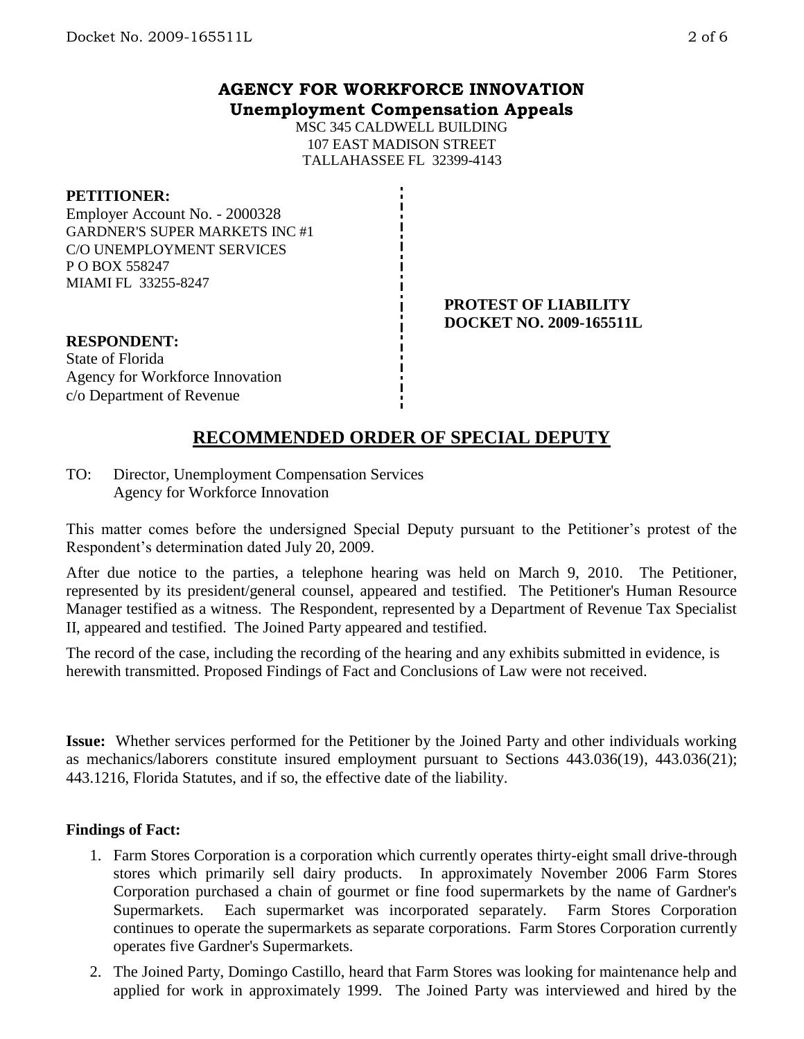## AGENCY FOR WORKFORCE INNOVATION
**Unemployment Compensation Appeals**

MSC 345 CALDWELL BUILDING
107 EAST MADISON STREET
TALLAHASSEE FL 32399-4143

**PETITIONER:**
Employer Account No. - 2000328
GARDNER'S SUPER MARKETS INC #1
C/O UNEMPLOYMENT SERVICES
P O BOX 558247
MIAMI FL 33255-8247

**PROTEST OF LIABILITY**
**DOCKET NO. 2009-165511L**

**RESPONDENT:**
State of Florida
Agency for Workforce Innovation
c/o Department of Revenue

## RECOMMENDED ORDER OF SPECIAL DEPUTY

TO: Director, Unemployment Compensation Services
Agency for Workforce Innovation

This matter comes before the undersigned Special Deputy pursuant to the Petitioner's protest of the Respondent's determination dated July 20, 2009.

After due notice to the parties, a telephone hearing was held on March 9, 2010. The Petitioner, represented by its president/general counsel, appeared and testified. The Petitioner's Human Resource Manager testified as a witness. The Respondent, represented by a Department of Revenue Tax Specialist II, appeared and testified. The Joined Party appeared and testified.

The record of the case, including the recording of the hearing and any exhibits submitted in evidence, is herewith transmitted. Proposed Findings of Fact and Conclusions of Law were not received.

**Issue:** Whether services performed for the Petitioner by the Joined Party and other individuals working as mechanics/laborers constitute insured employment pursuant to Sections 443.036(19), 443.036(21); 443.1216, Florida Statutes, and if so, the effective date of the liability.

**Findings of Fact:**

1. Farm Stores Corporation is a corporation which currently operates thirty-eight small drive-through stores which primarily sell dairy products. In approximately November 2006 Farm Stores Corporation purchased a chain of gourmet or fine food supermarkets by the name of Gardner's Supermarkets. Each supermarket was incorporated separately. Farm Stores Corporation continues to operate the supermarkets as separate corporations. Farm Stores Corporation currently operates five Gardner's Supermarkets.
2. The Joined Party, Domingo Castillo, heard that Farm Stores was looking for maintenance help and applied for work in approximately 1999. The Joined Party was interviewed and hired by the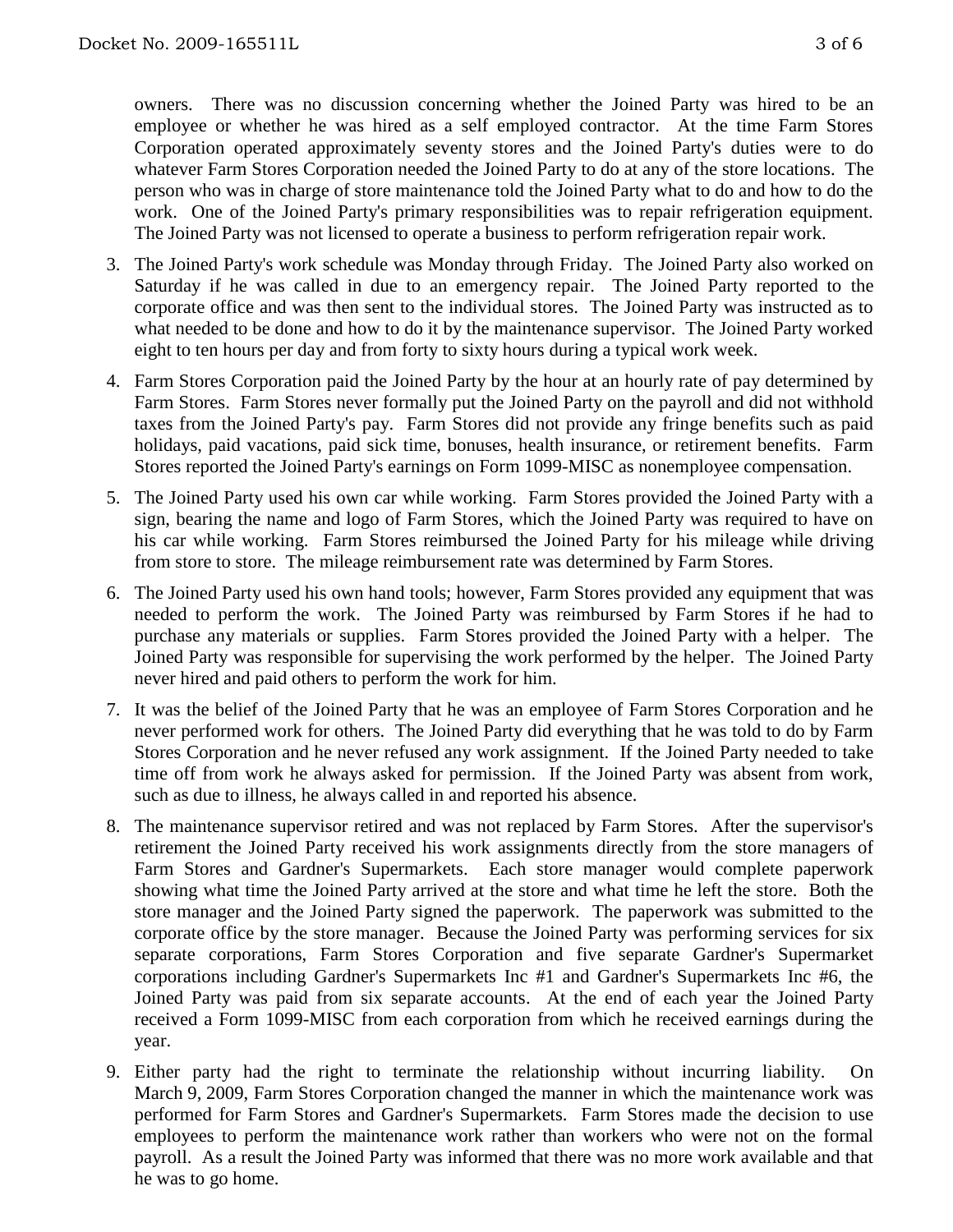owners. There was no discussion concerning whether the Joined Party was hired to be an employee or whether he was hired as a self employed contractor. At the time Farm Stores Corporation operated approximately seventy stores and the Joined Party's duties were to do whatever Farm Stores Corporation needed the Joined Party to do at any of the store locations. The person who was in charge of store maintenance told the Joined Party what to do and how to do the work. One of the Joined Party's primary responsibilities was to repair refrigeration equipment. The Joined Party was not licensed to operate a business to perform refrigeration repair work.

3. The Joined Party's work schedule was Monday through Friday. The Joined Party also worked on Saturday if he was called in due to an emergency repair. The Joined Party reported to the corporate office and was then sent to the individual stores. The Joined Party was instructed as to what needed to be done and how to do it by the maintenance supervisor. The Joined Party worked eight to ten hours per day and from forty to sixty hours during a typical work week.

4. Farm Stores Corporation paid the Joined Party by the hour at an hourly rate of pay determined by Farm Stores. Farm Stores never formally put the Joined Party on the payroll and did not withhold taxes from the Joined Party's pay. Farm Stores did not provide any fringe benefits such as paid holidays, paid vacations, paid sick time, bonuses, health insurance, or retirement benefits. Farm Stores reported the Joined Party's earnings on Form 1099-MISC as nonemployee compensation.

5. The Joined Party used his own car while working. Farm Stores provided the Joined Party with a sign, bearing the name and logo of Farm Stores, which the Joined Party was required to have on his car while working. Farm Stores reimbursed the Joined Party for his mileage while driving from store to store. The mileage reimbursement rate was determined by Farm Stores.

6. The Joined Party used his own hand tools; however, Farm Stores provided any equipment that was needed to perform the work. The Joined Party was reimbursed by Farm Stores if he had to purchase any materials or supplies. Farm Stores provided the Joined Party with a helper. The Joined Party was responsible for supervising the work performed by the helper. The Joined Party never hired and paid others to perform the work for him.

7. It was the belief of the Joined Party that he was an employee of Farm Stores Corporation and he never performed work for others. The Joined Party did everything that he was told to do by Farm Stores Corporation and he never refused any work assignment. If the Joined Party needed to take time off from work he always asked for permission. If the Joined Party was absent from work, such as due to illness, he always called in and reported his absence.

8. The maintenance supervisor retired and was not replaced by Farm Stores. After the supervisor's retirement the Joined Party received his work assignments directly from the store managers of Farm Stores and Gardner's Supermarkets. Each store manager would complete paperwork showing what time the Joined Party arrived at the store and what time he left the store. Both the store manager and the Joined Party signed the paperwork. The paperwork was submitted to the corporate office by the store manager. Because the Joined Party was performing services for six separate corporations, Farm Stores Corporation and five separate Gardner's Supermarket corporations including Gardner's Supermarkets Inc #1 and Gardner's Supermarkets Inc #6, the Joined Party was paid from six separate accounts. At the end of each year the Joined Party received a Form 1099-MISC from each corporation from which he received earnings during the year.

9. Either party had the right to terminate the relationship without incurring liability. On March 9, 2009, Farm Stores Corporation changed the manner in which the maintenance work was performed for Farm Stores and Gardner's Supermarkets. Farm Stores made the decision to use employees to perform the maintenance work rather than workers who were not on the formal payroll. As a result the Joined Party was informed that there was no more work available and that he was to go home.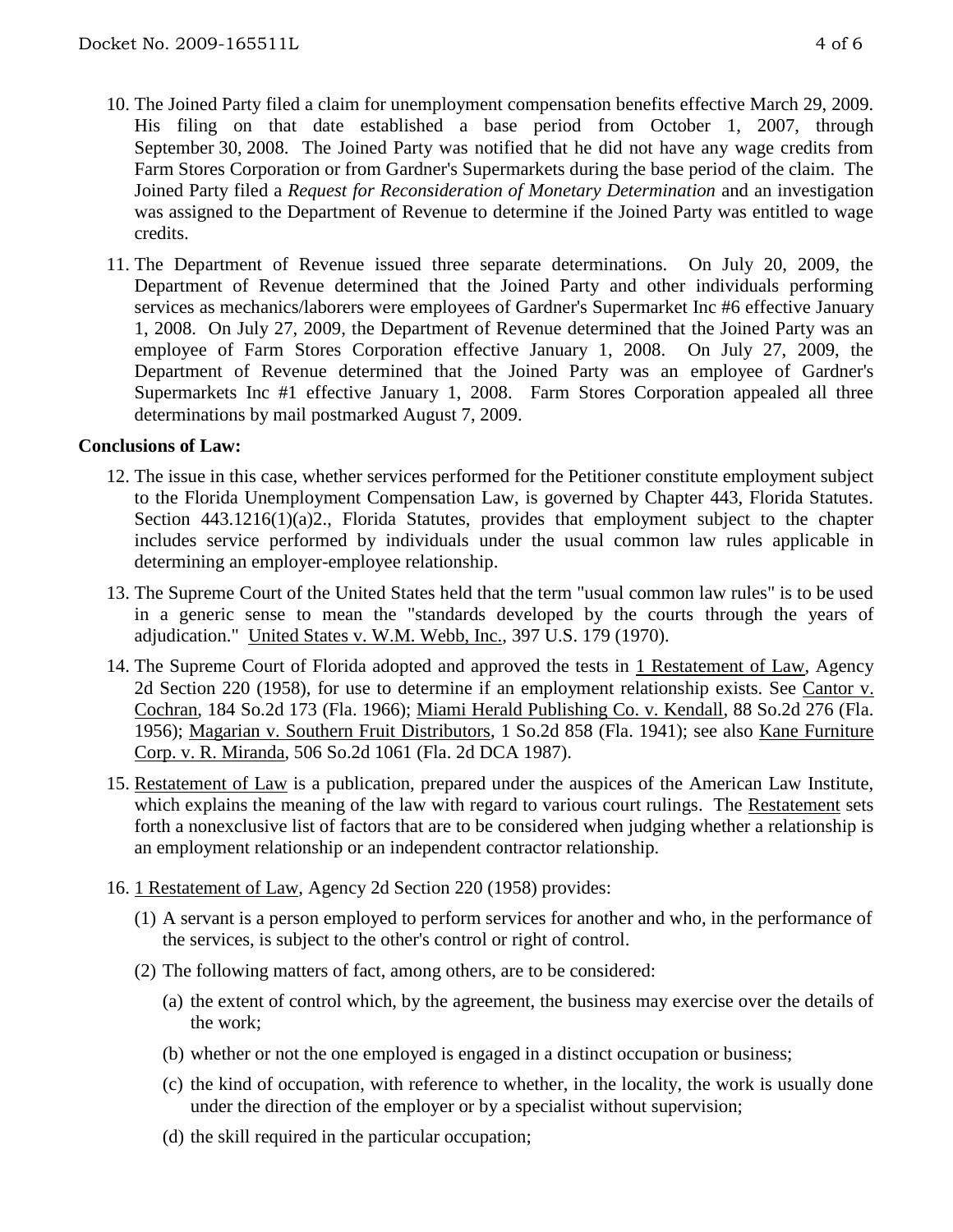10. The Joined Party filed a claim for unemployment compensation benefits effective March 29, 2009. His filing on that date established a base period from October 1, 2007, through September 30, 2008. The Joined Party was notified that he did not have any wage credits from Farm Stores Corporation or from Gardner's Supermarkets during the base period of the claim. The Joined Party filed a *Request for Reconsideration of Monetary Determination* and an investigation was assigned to the Department of Revenue to determine if the Joined Party was entitled to wage credits.

11. The Department of Revenue issued three separate determinations. On July 20, 2009, the Department of Revenue determined that the Joined Party and other individuals performing services as mechanics/laborers were employees of Gardner's Supermarket Inc #6 effective January 1, 2008. On July 27, 2009, the Department of Revenue determined that the Joined Party was an employee of Farm Stores Corporation effective January 1, 2008. On July 27, 2009, the Department of Revenue determined that the Joined Party was an employee of Gardner's Supermarkets Inc #1 effective January 1, 2008. Farm Stores Corporation appealed all three determinations by mail postmarked August 7, 2009.

**Conclusions of Law:**

12. The issue in this case, whether services performed for the Petitioner constitute employment subject to the Florida Unemployment Compensation Law, is governed by Chapter 443, Florida Statutes. Section 443.1216(1)(a)2., Florida Statutes, provides that employment subject to the chapter includes service performed by individuals under the usual common law rules applicable in determining an employer-employee relationship.

13. The Supreme Court of the United States held that the term "usual common law rules" is to be used in a generic sense to mean the "standards developed by the courts through the years of adjudication." United States v. W.M. Webb, Inc., 397 U.S. 179 (1970).

14. The Supreme Court of Florida adopted and approved the tests in 1 Restatement of Law, Agency 2d Section 220 (1958), for use to determine if an employment relationship exists. See Cantor v. Cochran, 184 So.2d 173 (Fla. 1966); Miami Herald Publishing Co. v. Kendall, 88 So.2d 276 (Fla. 1956); Magarian v. Southern Fruit Distributors, 1 So.2d 858 (Fla. 1941); see also Kane Furniture Corp. v. R. Miranda, 506 So.2d 1061 (Fla. 2d DCA 1987).

15. Restatement of Law is a publication, prepared under the auspices of the American Law Institute, which explains the meaning of the law with regard to various court rulings. The Restatement sets forth a nonexclusive list of factors that are to be considered when judging whether a relationship is an employment relationship or an independent contractor relationship.

16. 1 Restatement of Law, Agency 2d Section 220 (1958) provides:

    (1) A servant is a person employed to perform services for another and who, in the performance of the services, is subject to the other's control or right of control.

    (2) The following matters of fact, among others, are to be considered:

    (a) the extent of control which, by the agreement, the business may exercise over the details of the work;

    (b) whether or not the one employed is engaged in a distinct occupation or business;

    (c) the kind of occupation, with reference to whether, in the locality, the work is usually done under the direction of the employer or by a specialist without supervision;

    (d) the skill required in the particular occupation;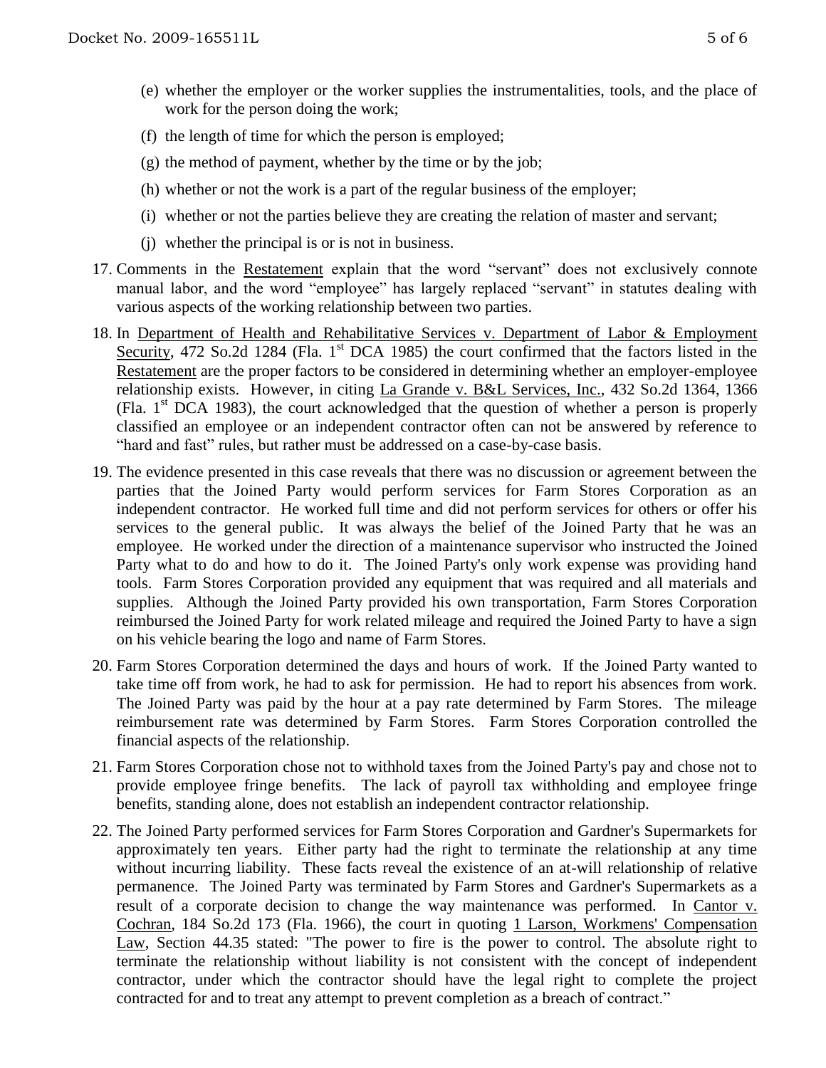(e) whether the employer or the worker supplies the instrumentalities, tools, and the place of work for the person doing the work;

(f) the length of time for which the person is employed;

(g) the method of payment, whether by the time or by the job;

(h) whether or not the work is a part of the regular business of the employer;

(i) whether or not the parties believe they are creating the relation of master and servant;

(j) whether the principal is or is not in business.

17. Comments in the Restatement explain that the word "servant" does not exclusively connote manual labor, and the word "employee" has largely replaced "servant" in statutes dealing with various aspects of the working relationship between two parties.

18. In Department of Health and Rehabilitative Services v. Department of Labor & Employment Security, 472 So.2d 1284 (Fla. 1st DCA 1985) the court confirmed that the factors listed in the Restatement are the proper factors to be considered in determining whether an employer-employee relationship exists. However, in citing La Grande v. B&L Services, Inc., 432 So.2d 1364, 1366 (Fla. 1st DCA 1983), the court acknowledged that the question of whether a person is properly classified an employee or an independent contractor often can not be answered by reference to "hard and fast" rules, but rather must be addressed on a case-by-case basis.

19. The evidence presented in this case reveals that there was no discussion or agreement between the parties that the Joined Party would perform services for Farm Stores Corporation as an independent contractor. He worked full time and did not perform services for others or offer his services to the general public. It was always the belief of the Joined Party that he was an employee. He worked under the direction of a maintenance supervisor who instructed the Joined Party what to do and how to do it. The Joined Party's only work expense was providing hand tools. Farm Stores Corporation provided any equipment that was required and all materials and supplies. Although the Joined Party provided his own transportation, Farm Stores Corporation reimbursed the Joined Party for work related mileage and required the Joined Party to have a sign on his vehicle bearing the logo and name of Farm Stores.

20. Farm Stores Corporation determined the days and hours of work. If the Joined Party wanted to take time off from work, he had to ask for permission. He had to report his absences from work. The Joined Party was paid by the hour at a pay rate determined by Farm Stores. The mileage reimbursement rate was determined by Farm Stores. Farm Stores Corporation controlled the financial aspects of the relationship.

21. Farm Stores Corporation chose not to withhold taxes from the Joined Party's pay and chose not to provide employee fringe benefits. The lack of payroll tax withholding and employee fringe benefits, standing alone, does not establish an independent contractor relationship.

22. The Joined Party performed services for Farm Stores Corporation and Gardner's Supermarkets for approximately ten years. Either party had the right to terminate the relationship at any time without incurring liability. These facts reveal the existence of an at-will relationship of relative permanence. The Joined Party was terminated by Farm Stores and Gardner's Supermarkets as a result of a corporate decision to change the way maintenance was performed. In Cantor v. Cochran, 184 So.2d 173 (Fla. 1966), the court in quoting 1 Larson, Workmens' Compensation Law, Section 44.35 stated: "The power to fire is the power to control. The absolute right to terminate the relationship without liability is not consistent with the concept of independent contractor, under which the contractor should have the legal right to complete the project contracted for and to treat any attempt to prevent completion as a breach of contract."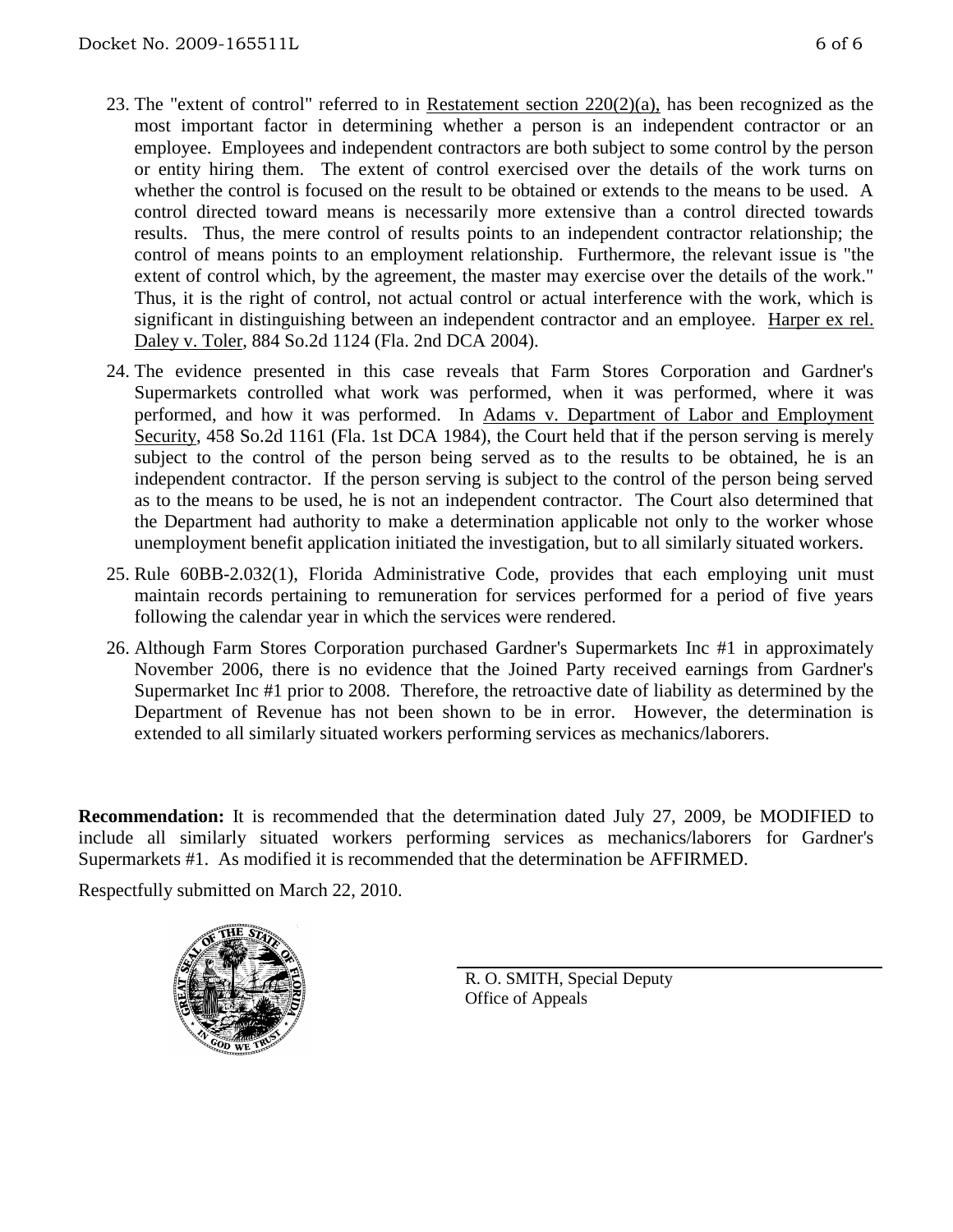23. The "extent of control" referred to in Restatement section 220(2)(a), has been recognized as the most important factor in determining whether a person is an independent contractor or an employee. Employees and independent contractors are both subject to some control by the person or entity hiring them. The extent of control exercised over the details of the work turns on whether the control is focused on the result to be obtained or extends to the means to be used. A control directed toward means is necessarily more extensive than a control directed towards results. Thus, the mere control of results points to an independent contractor relationship; the control of means points to an employment relationship. Furthermore, the relevant issue is "the extent of control which, by the agreement, the master may exercise over the details of the work." Thus, it is the right of control, not actual control or actual interference with the work, which is significant in distinguishing between an independent contractor and an employee. Harper ex rel. Daley v. Toler, 884 So.2d 1124 (Fla. 2nd DCA 2004).

24. The evidence presented in this case reveals that Farm Stores Corporation and Gardner's Supermarkets controlled what work was performed, when it was performed, where it was performed, and how it was performed. In Adams v. Department of Labor and Employment Security, 458 So.2d 1161 (Fla. 1st DCA 1984), the Court held that if the person serving is merely subject to the control of the person being served as to the results to be obtained, he is an independent contractor. If the person serving is subject to the control of the person being served as to the means to be used, he is not an independent contractor. The Court also determined that the Department had authority to make a determination applicable not only to the worker whose unemployment benefit application initiated the investigation, but to all similarly situated workers.

25. Rule 60BB-2.032(1), Florida Administrative Code, provides that each employing unit must maintain records pertaining to remuneration for services performed for a period of five years following the calendar year in which the services were rendered.

26. Although Farm Stores Corporation purchased Gardner's Supermarkets Inc #1 in approximately November 2006, there is no evidence that the Joined Party received earnings from Gardner's Supermarket Inc #1 prior to 2008. Therefore, the retroactive date of liability as determined by the Department of Revenue has not been shown to be in error. However, the determination is extended to all similarly situated workers performing services as mechanics/laborers.

**Recommendation:** It is recommended that the determination dated July 27, 2009, be MODIFIED to include all similarly situated workers performing services as mechanics/laborers for Gardner's Supermarkets #1. As modified it is recommended that the determination be AFFIRMED.

Respectfully submitted on March 22, 2010.

R. O. SMITH, Special Deputy
Office of Appeals